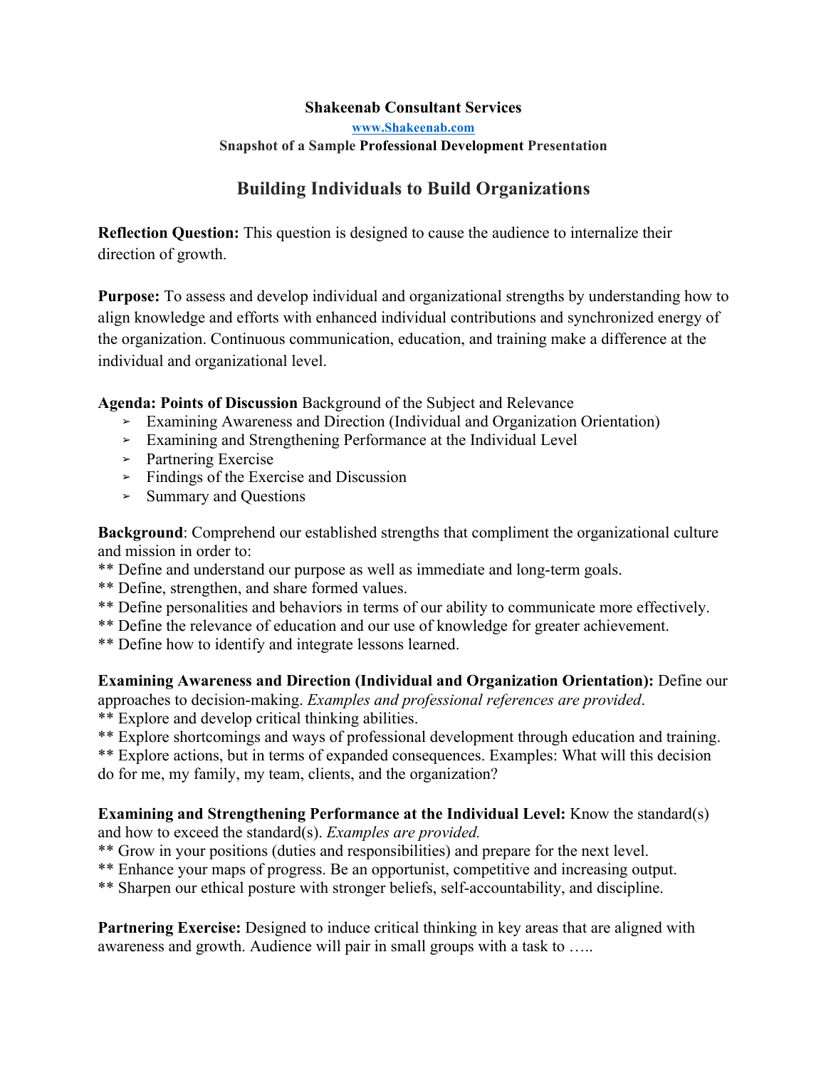**Shakeenab Consultant Services**

**www.Shakeenab.com**

**Snapshot of a Sample Professional Development Presentation**

# Building Individuals to Build Organizations

**Reflection Question:** This question is designed to cause the audience to internalize their direction of growth.

**Purpose:** To assess and develop individual and organizational strengths by understanding how to align knowledge and efforts with enhanced individual contributions and synchronized energy of the organization. Continuous communication, education, and training make a difference at the individual and organizational level.

**Agenda: Points of Discussion** Background of the Subject and Relevance

- ➢ Examining Awareness and Direction (Individual and Organization Orientation)
- ➢ Examining and Strengthening Performance at the Individual Level
- ➢ Partnering Exercise
- ➢ Findings of the Exercise and Discussion
- ➢ Summary and Questions

**Background**: Comprehend our established strengths that compliment the organizational culture and mission in order to:
** Define and understand our purpose as well as immediate and long-term goals.
** Define, strengthen, and share formed values.
** Define personalities and behaviors in terms of our ability to communicate more effectively.
** Define the relevance of education and our use of knowledge for greater achievement.
** Define how to identify and integrate lessons learned.

**Examining Awareness and Direction (Individual and Organization Orientation):** Define our approaches to decision-making. *Examples and professional references are provided*.
** Explore and develop critical thinking abilities.
** Explore shortcomings and ways of professional development through education and training.
** Explore actions, but in terms of expanded consequences. Examples: What will this decision do for me, my family, my team, clients, and the organization?

**Examining and Strengthening Performance at the Individual Level:** Know the standard(s) and how to exceed the standard(s). *Examples are provided.*
** Grow in your positions (duties and responsibilities) and prepare for the next level.
** Enhance your maps of progress. Be an opportunist, competitive and increasing output.
** Sharpen our ethical posture with stronger beliefs, self-accountability, and discipline.

**Partnering Exercise:** Designed to induce critical thinking in key areas that are aligned with awareness and growth. Audience will pair in small groups with a task to …..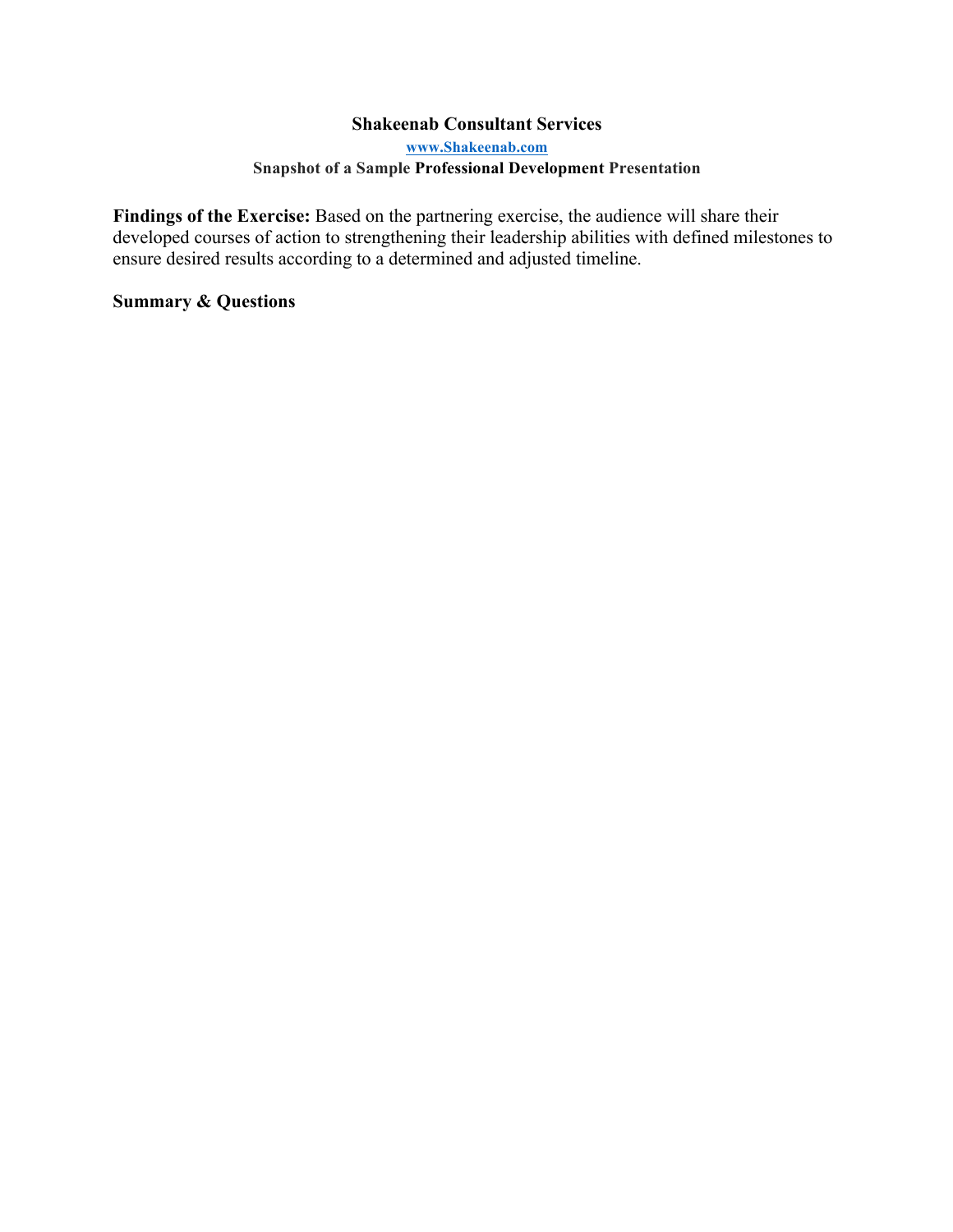**Shakeenab Consultant Services**

**[www.Shakeenab.com](http://www.Shakeenab.com)**

**Snapshot of a Sample Professional Development Presentation**

**Findings of the Exercise:** Based on the partnering exercise, the audience will share their developed courses of action to strengthening their leadership abilities with defined milestones to ensure desired results according to a determined and adjusted timeline.

**Summary & Questions**